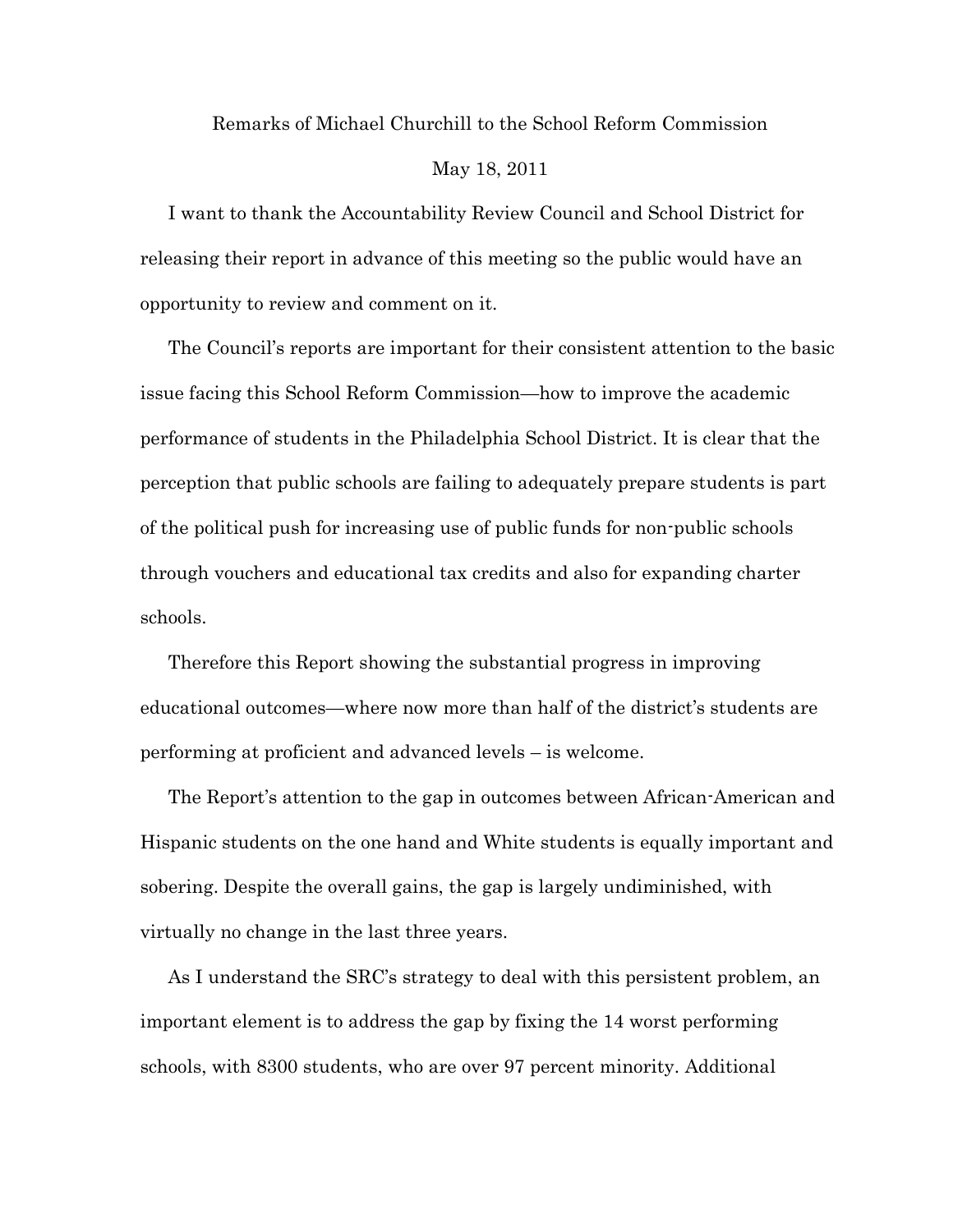Remarks of Michael Churchill to the School Reform Commission

May 18, 2011

I want to thank the Accountability Review Council and School District for releasing their report in advance of this meeting so the public would have an opportunity to review and comment on it.

The Council's reports are important for their consistent attention to the basic issue facing this School Reform Commission—how to improve the academic performance of students in the Philadelphia School District. It is clear that the perception that public schools are failing to adequately prepare students is part of the political push for increasing use of public funds for non-public schools through vouchers and educational tax credits and also for expanding charter schools.

Therefore this Report showing the substantial progress in improving educational outcomes—where now more than half of the district's students are performing at proficient and advanced levels – is welcome.

The Report's attention to the gap in outcomes between African-American and Hispanic students on the one hand and White students is equally important and sobering. Despite the overall gains, the gap is largely undiminished, with virtually no change in the last three years.

As I understand the SRC's strategy to deal with this persistent problem, an important element is to address the gap by fixing the 14 worst performing schools, with 8300 students, who are over 97 percent minority. Additional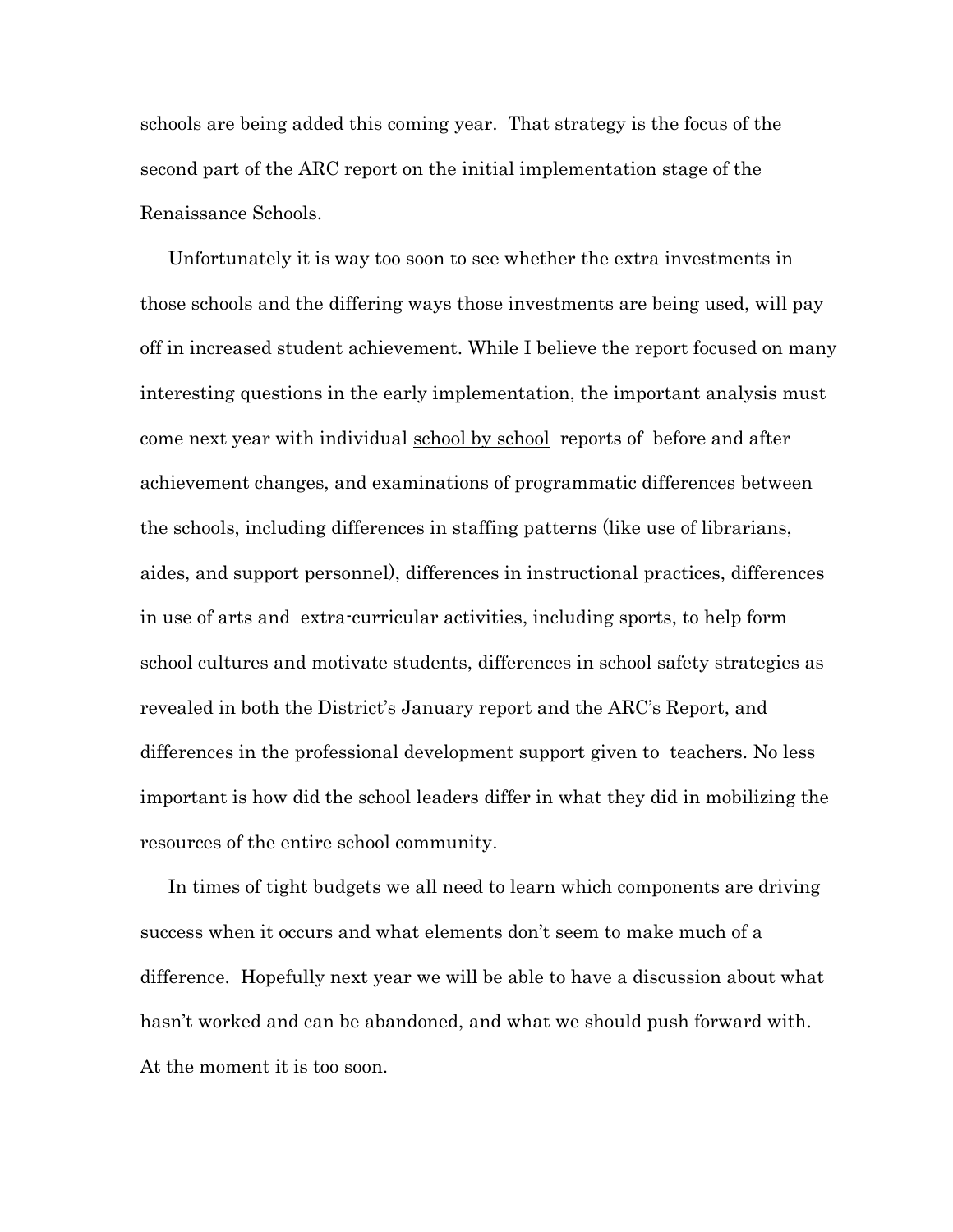schools are being added this coming year. That strategy is the focus of the second part of the ARC report on the initial implementation stage of the Renaissance Schools.

Unfortunately it is way too soon to see whether the extra investments in those schools and the differing ways those investments are being used, will pay off in increased student achievement. While I believe the report focused on many interesting questions in the early implementation, the important analysis must come next year with individual <u>school by school</u> reports of before and after achievement changes, and examinations of programmatic differences between the schools, including differences in staffing patterns (like use of librarians, aides, and support personnel), differences in instructional practices, differences in use of arts and extra-curricular activities, including sports, to help form school cultures and motivate students, differences in school safety strategies as revealed in both the District's January report and the ARC's Report, and differences in the professional development support given to teachers. No less important is how did the school leaders differ in what they did in mobilizing the resources of the entire school community.

In times of tight budgets we all need to learn which components are driving success when it occurs and what elements don't seem to make much of a difference. Hopefully next year we will be able to have a discussion about what hasn't worked and can be abandoned, and what we should push forward with. At the moment it is too soon.